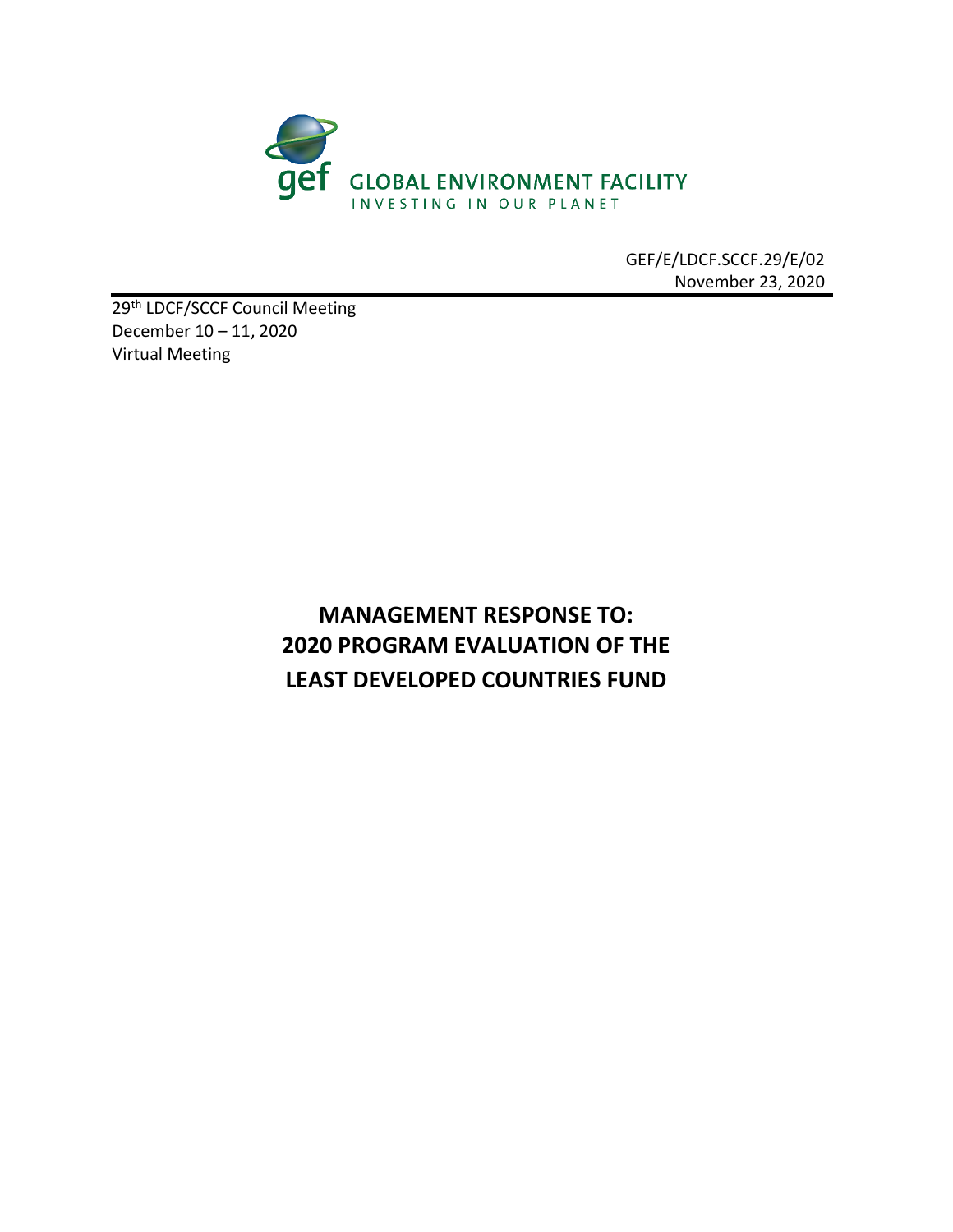GLOBAL ENVIRONMENT FACILITY
INVESTING IN OUR PLANET

GEF/E/LDCF.SCCF.29/E/02
November 23, 2020

29th LDCF/SCCF Council Meeting
December 10 – 11, 2020
Virtual Meeting

# MANAGEMENT RESPONSE TO: 2020 PROGRAM EVALUATION OF THE LEAST DEVELOPED COUNTRIES FUND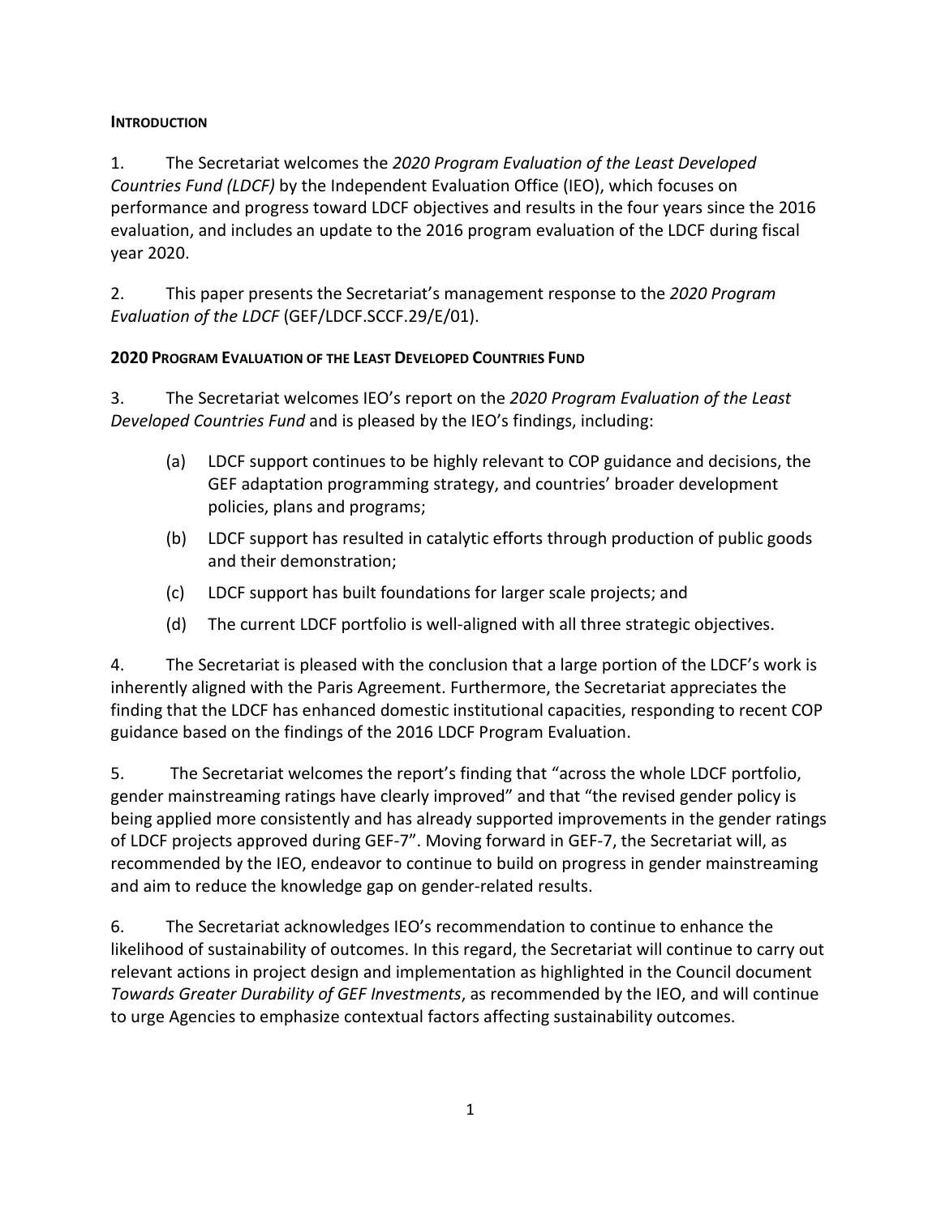## INTRODUCTION

1. The Secretariat welcomes the *2020 Program Evaluation of the Least Developed Countries Fund (LDCF)* by the Independent Evaluation Office (IEO), which focuses on performance and progress toward LDCF objectives and results in the four years since the 2016 evaluation, and includes an update to the 2016 program evaluation of the LDCF during fiscal year 2020.

2. This paper presents the Secretariat's management response to the *2020 Program Evaluation of the LDCF* (GEF/LDCF.SCCF.29/E/01).

## 2020 PROGRAM EVALUATION OF THE LEAST DEVELOPED COUNTRIES FUND

3. The Secretariat welcomes IEO's report on the *2020 Program Evaluation of the Least Developed Countries Fund* and is pleased by the IEO's findings, including:

   (a) LDCF support continues to be highly relevant to COP guidance and decisions, the GEF adaptation programming strategy, and countries' broader development policies, plans and programs;

   (b) LDCF support has resulted in catalytic efforts through production of public goods and their demonstration;

   (c) LDCF support has built foundations for larger scale projects; and

   (d) The current LDCF portfolio is well-aligned with all three strategic objectives.

4. The Secretariat is pleased with the conclusion that a large portion of the LDCF's work is inherently aligned with the Paris Agreement. Furthermore, the Secretariat appreciates the finding that the LDCF has enhanced domestic institutional capacities, responding to recent COP guidance based on the findings of the 2016 LDCF Program Evaluation.

5. The Secretariat welcomes the report's finding that "across the whole LDCF portfolio, gender mainstreaming ratings have clearly improved" and that "the revised gender policy is being applied more consistently and has already supported improvements in the gender ratings of LDCF projects approved during GEF-7". Moving forward in GEF-7, the Secretariat will, as recommended by the IEO, endeavor to continue to build on progress in gender mainstreaming and aim to reduce the knowledge gap on gender-related results.

6. The Secretariat acknowledges IEO's recommendation to continue to enhance the likelihood of sustainability of outcomes. In this regard, the Secretariat will continue to carry out relevant actions in project design and implementation as highlighted in the Council document *Towards Greater Durability of GEF Investments*, as recommended by the IEO, and will continue to urge Agencies to emphasize contextual factors affecting sustainability outcomes.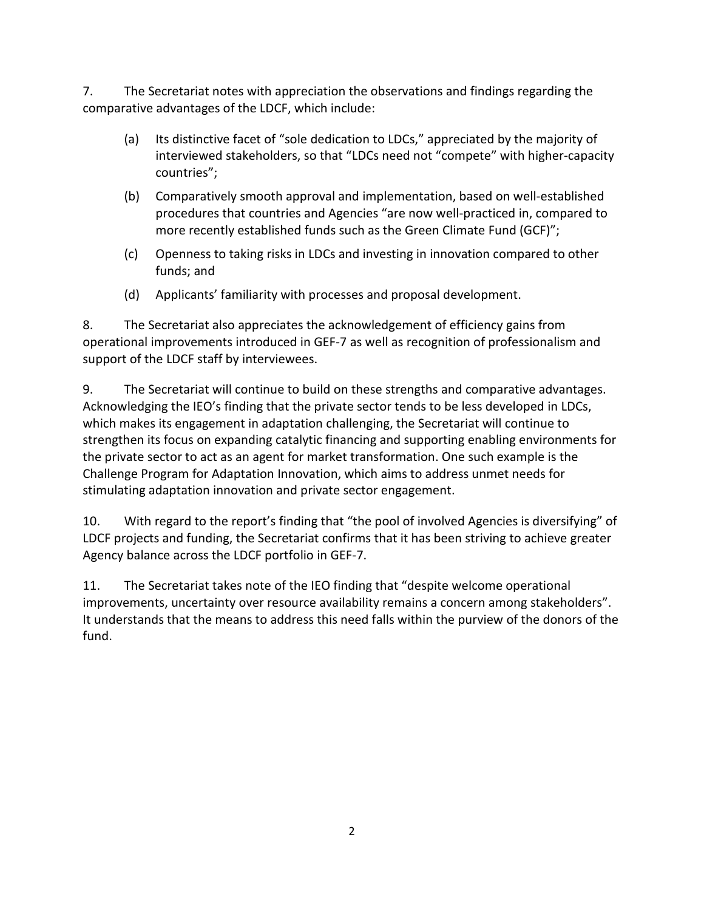7. The Secretariat notes with appreciation the observations and findings regarding the comparative advantages of the LDCF, which include:

(a) Its distinctive facet of "sole dedication to LDCs," appreciated by the majority of interviewed stakeholders, so that "LDCs need not "compete" with higher-capacity countries";

(b) Comparatively smooth approval and implementation, based on well-established procedures that countries and Agencies "are now well-practiced in, compared to more recently established funds such as the Green Climate Fund (GCF)";

(c) Openness to taking risks in LDCs and investing in innovation compared to other funds; and

(d) Applicants' familiarity with processes and proposal development.

8. The Secretariat also appreciates the acknowledgement of efficiency gains from operational improvements introduced in GEF-7 as well as recognition of professionalism and support of the LDCF staff by interviewees.

9. The Secretariat will continue to build on these strengths and comparative advantages. Acknowledging the IEO's finding that the private sector tends to be less developed in LDCs, which makes its engagement in adaptation challenging, the Secretariat will continue to strengthen its focus on expanding catalytic financing and supporting enabling environments for the private sector to act as an agent for market transformation. One such example is the Challenge Program for Adaptation Innovation, which aims to address unmet needs for stimulating adaptation innovation and private sector engagement.

10. With regard to the report's finding that "the pool of involved Agencies is diversifying" of LDCF projects and funding, the Secretariat confirms that it has been striving to achieve greater Agency balance across the LDCF portfolio in GEF-7.

11. The Secretariat takes note of the IEO finding that "despite welcome operational improvements, uncertainty over resource availability remains a concern among stakeholders". It understands that the means to address this need falls within the purview of the donors of the fund.